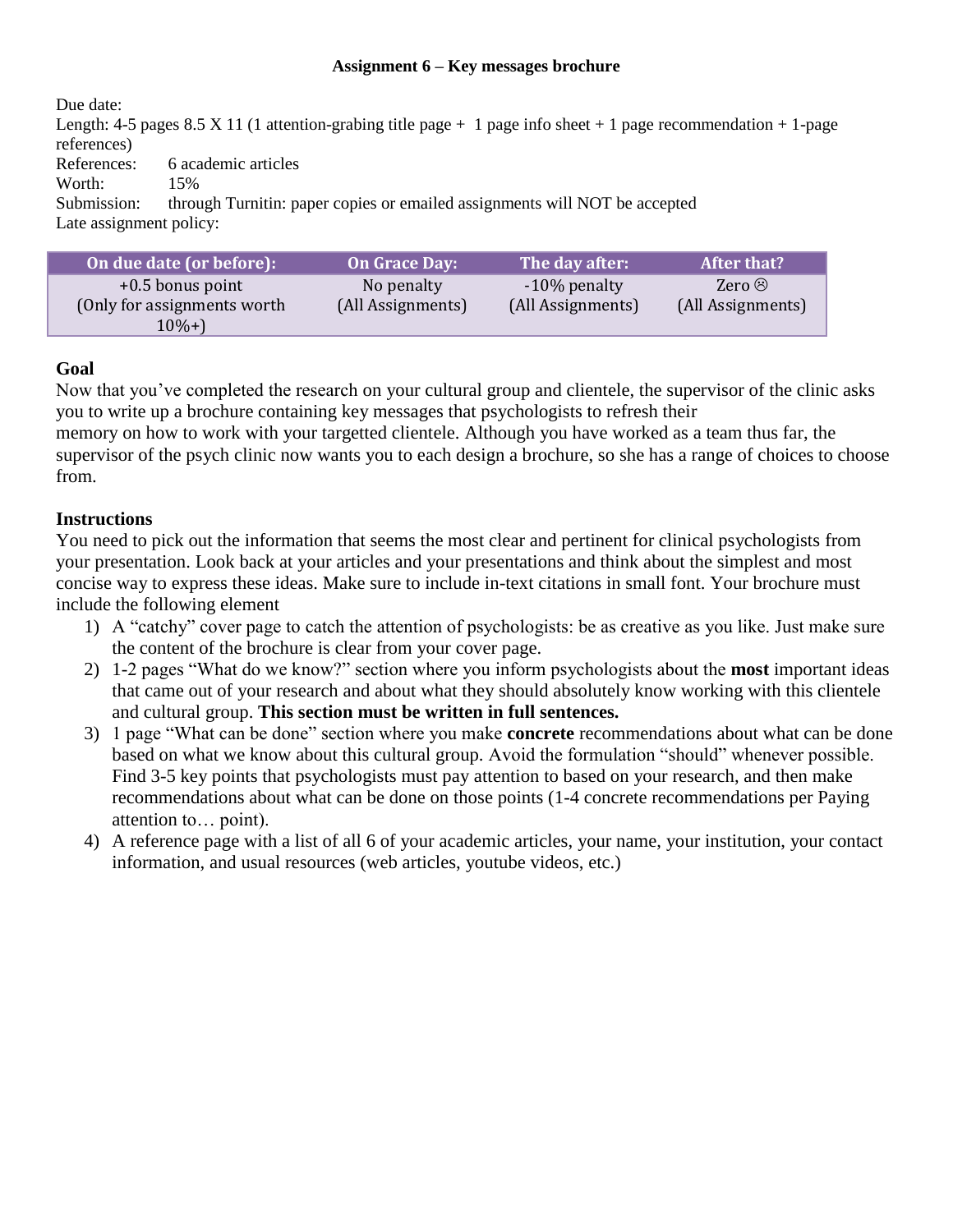**Assignment 6 – Key messages brochure**

Due date:
Length: 4-5 pages 8.5 X 11 (1 attention-grabing title page + 1 page info sheet + 1 page recommendation + 1-page references)
References: 6 academic articles
Worth: 15%
Submission: through Turnitin: paper copies or emailed assignments will NOT be accepted
Late assignment policy:

| On due date (or before): | On Grace Day: | The day after: | After that? |
|---|---|---|---|
| +0.5 bonus point (Only for assignments worth 10%+) | No penalty (All Assignments) | -10% penalty (All Assignments) | Zero ☹ (All Assignments) |

## Goal

Now that you've completed the research on your cultural group and clientele, the supervisor of the clinic asks you to write up a brochure containing key messages that psychologists to refresh their memory on how to work with your targetted clientele. Although you have worked as a team thus far, the supervisor of the psych clinic now wants you to each design a brochure, so she has a range of choices to choose from.

## Instructions

You need to pick out the information that seems the most clear and pertinent for clinical psychologists from your presentation. Look back at your articles and your presentations and think about the simplest and most concise way to express these ideas. Make sure to include in-text citations in small font. Your brochure must include the following element

1) A "catchy" cover page to catch the attention of psychologists: be as creative as you like. Just make sure the content of the brochure is clear from your cover page.
2) 1-2 pages "What do we know?" section where you inform psychologists about the **most** important ideas that came out of your research and about what they should absolutely know working with this clientele and cultural group. **This section must be written in full sentences.**
3) 1 page "What can be done" section where you make **concrete** recommendations about what can be done based on what we know about this cultural group. Avoid the formulation "should" whenever possible. Find 3-5 key points that psychologists must pay attention to based on your research, and then make recommendations about what can be done on those points (1-4 concrete recommendations per Paying attention to… point).
4) A reference page with a list of all 6 of your academic articles, your name, your institution, your contact information, and usual resources (web articles, youtube videos, etc.)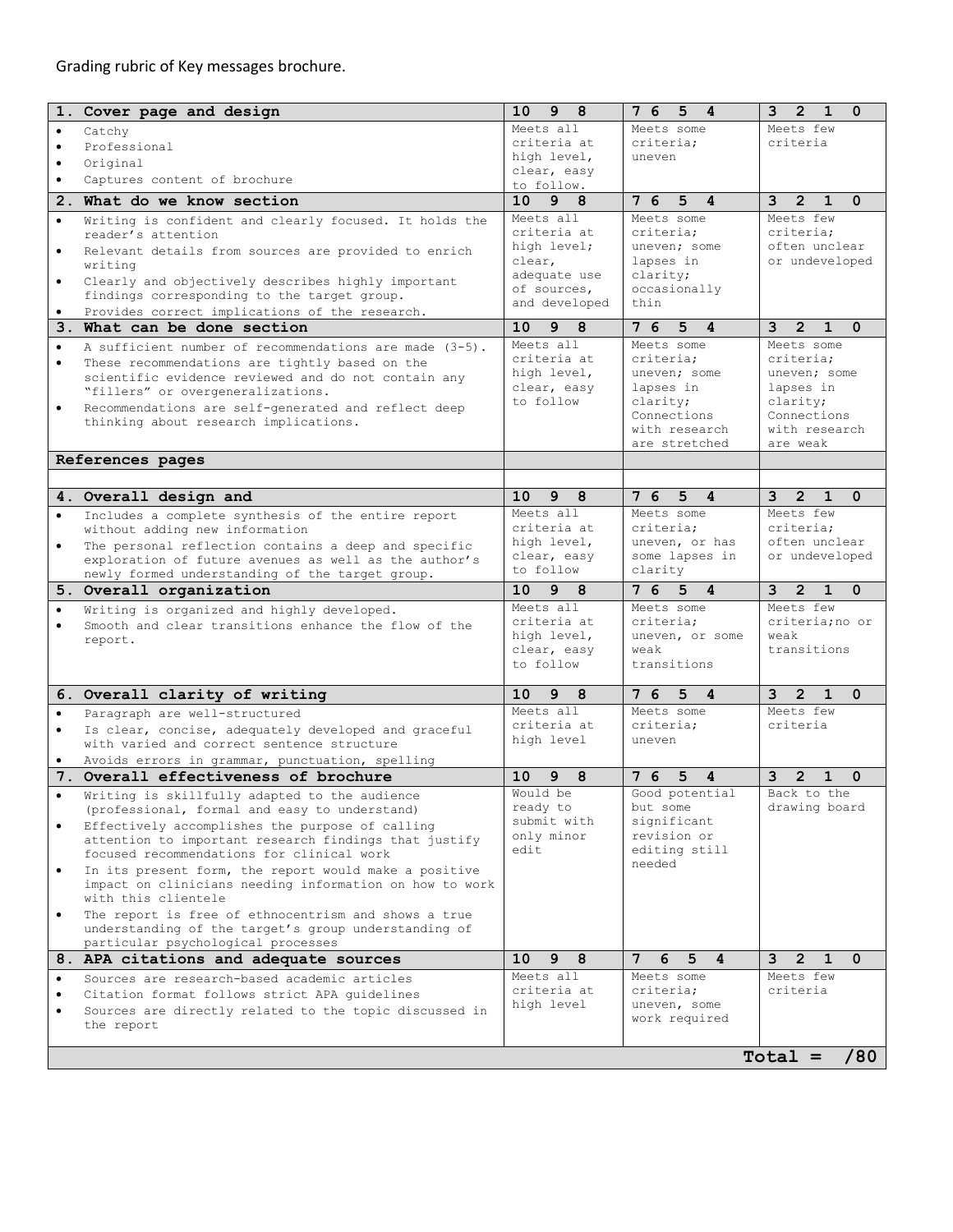Grading rubric of Key messages brochure.

| | | | |
|---|---|---|---|
| **1. Cover page and design** | **10 9 8** | **7 6 5 4** | **3 2 1 0** |
| • Catchy<br>• Professional<br>• Original<br>• Captures content of brochure | Meets all criteria at high level, clear, easy to follow. | Meets some criteria; uneven | Meets few criteria |
| **2. What do we know section** | **10 9 8** | **7 6 5 4** | **3 2 1 0** |
| • Writing is confident and clearly focused. It holds the reader's attention<br>• Relevant details from sources are provided to enrich writing<br>• Clearly and objectively describes highly important findings corresponding to the target group.<br>• Provides correct implications of the research. | Meets all criteria at high level; clear, adequate use of sources, and developed | Meets some criteria; uneven; some lapses in clarity; occasionally thin | Meets few criteria; often unclear or undeveloped |
| **3. What can be done section** | **10 9 8** | **7 6 5 4** | **3 2 1 0** |
| • A sufficient number of recommendations are made (3-5).<br>• These recommendations are tightly based on the scientific evidence reviewed and do not contain any "fillers" or overgeneralizations.<br>• Recommendations are self-generated and reflect deep thinking about research implications. | Meets all criteria at high level, clear, easy to follow | Meets some criteria; uneven; some lapses in clarity; Connections with research are stretched | Meets some criteria; uneven; some lapses in clarity; Connections with research are weak |
| **References pages** | | | |
| | | | |
| **4. Overall design and** | **10 9 8** | **7 6 5 4** | **3 2 1 0** |
| • Includes a complete synthesis of the entire report without adding new information<br>• The personal reflection contains a deep and specific exploration of future avenues as well as the author's newly formed understanding of the target group. | Meets all criteria at high level, clear, easy to follow | Meets some criteria; uneven, or has some lapses in clarity | Meets few criteria; often unclear or undeveloped |
| **5. Overall organization** | **10 9 8** | **7 6 5 4** | **3 2 1 0** |
| • Writing is organized and highly developed.<br>• Smooth and clear transitions enhance the flow of the report. | Meets all criteria at high level, clear, easy to follow | Meets some criteria; uneven, or some weak transitions | Meets few criteria;no or weak transitions |
| **6. Overall clarity of writing** | **10 9 8** | **7 6 5 4** | **3 2 1 0** |
| • Paragraph are well-structured<br>• Is clear, concise, adequately developed and graceful with varied and correct sentence structure<br>• Avoids errors in grammar, punctuation, spelling | Meets all criteria at high level | Meets some criteria; uneven | Meets few criteria |
| **7. Overall effectiveness of brochure** | **10 9 8** | **7 6 5 4** | **3 2 1 0** |
| • Writing is skillfully adapted to the audience (professional, formal and easy to understand)<br>• Effectively accomplishes the purpose of calling attention to important research findings that justify focused recommendations for clinical work<br>• In its present form, the report would make a positive impact on clinicians needing information on how to work with this clientele<br>• The report is free of ethnocentrism and shows a true understanding of the target's group understanding of particular psychological processes | Would be ready to submit with only minor edit | Good potential but some significant revision or editing still needed | Back to the drawing board |
| **8. APA citations and adequate sources** | **10 9 8** | **7 6 5 4** | **3 2 1 0** |
| • Sources are research-based academic articles<br>• Citation format follows strict APA guidelines<br>• Sources are directly related to the topic discussed in the report | Meets all criteria at high level | Meets some criteria; uneven, some work required | Meets few criteria |
| | | | **Total = /80** |